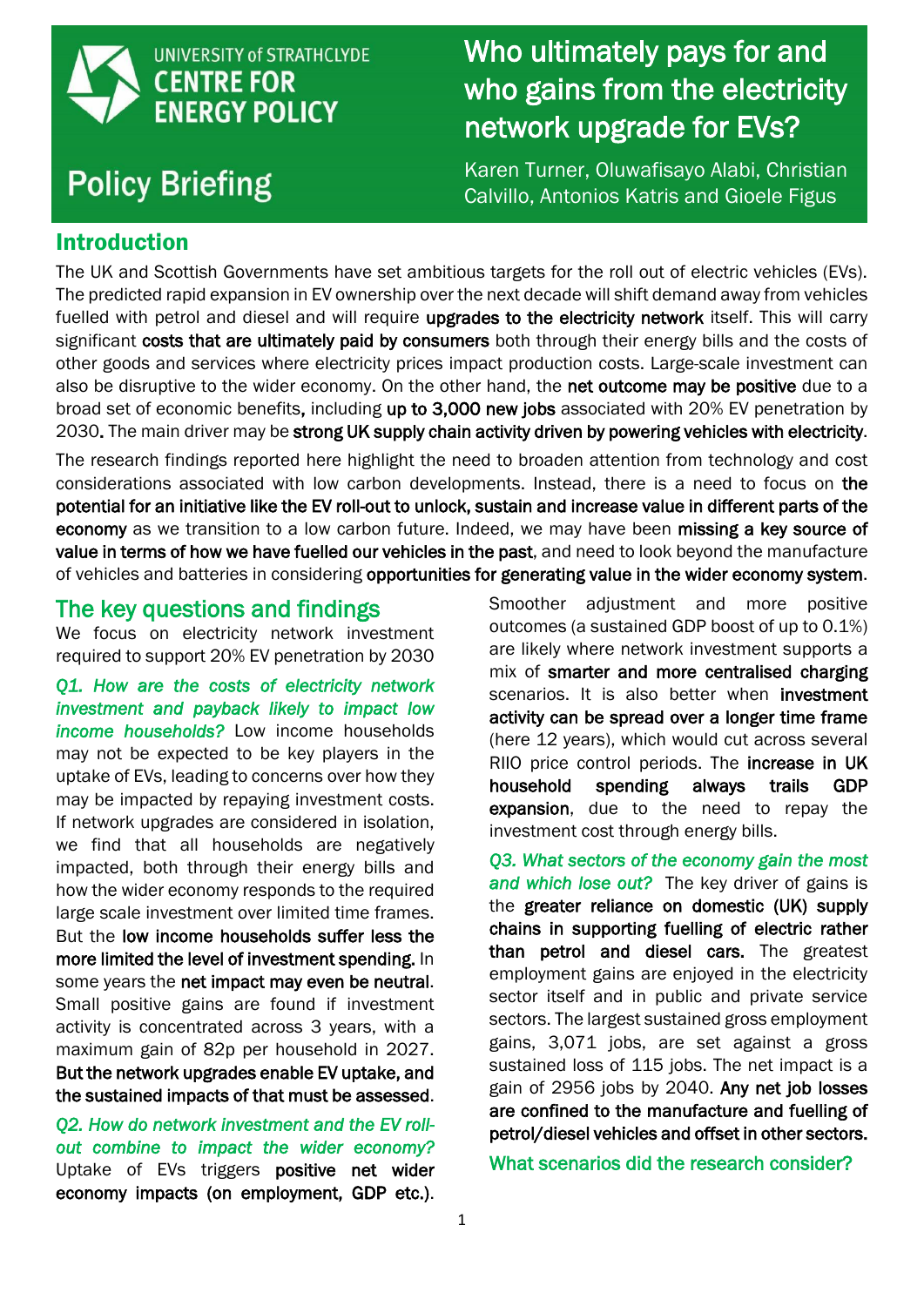UNIVERSITY of STRATHCLYDE
CENTRE FOR ENERGY POLICY

# Policy Briefing

# Who ultimately pays for and who gains from the electricity network upgrade for EVs?

Karen Turner, Oluwafisayo Alabi, Christian Calvillo, Antonios Katris and Gioele Figus

## Introduction

The UK and Scottish Governments have set ambitious targets for the roll out of electric vehicles (EVs). The predicted rapid expansion in EV ownership over the next decade will shift demand away from vehicles fuelled with petrol and diesel and will require **upgrades to the electricity network** itself. This will carry significant **costs that are ultimately paid by consumers** both through their energy bills and the costs of other goods and services where electricity prices impact production costs. Large-scale investment can also be disruptive to the wider economy. On the other hand, the **net outcome may be positive** due to a broad set of economic benefits**,** including **up to 3,000 new jobs** associated with 20% EV penetration by 2030**.** The main driver may be **strong UK supply chain activity driven by powering vehicles with electricity**.

The research findings reported here highlight the need to broaden attention from technology and cost considerations associated with low carbon developments. Instead, there is a need to focus on **the potential for an initiative like the EV roll-out to unlock, sustain and increase value in different parts of the economy** as we transition to a low carbon future. Indeed, we may have been **missing a key source of value in terms of how we have fuelled our vehicles in the past**, and need to look beyond the manufacture of vehicles and batteries in considering **opportunities for generating value in the wider economy system**.

## The key questions and findings

We focus on electricity network investment required to support 20% EV penetration by 2030

*Q1. How are the costs of electricity network investment and payback likely to impact low income households?* Low income households may not be expected to be key players in the uptake of EVs, leading to concerns over how they may be impacted by repaying investment costs. If network upgrades are considered in isolation, we find that all households are negatively impacted, both through their energy bills and how the wider economy responds to the required large scale investment over limited time frames. But the **low income households suffer less the more limited the level of investment spending.** In some years the **net impact may even be neutral**. Small positive gains are found if investment activity is concentrated across 3 years, with a maximum gain of 82p per household in 2027. **But the network upgrades enable EV uptake, and the sustained impacts of that must be assessed**.

*Q2. How do network investment and the EV roll-out combine to impact the wider economy?* Uptake of EVs triggers **positive net wider economy impacts (on employment, GDP etc.)**. Smoother adjustment and more positive outcomes (a sustained GDP boost of up to 0.1%) are likely where network investment supports a mix of **smarter and more centralised charging** scenarios. It is also better when **investment activity can be spread over a longer time frame** (here 12 years), which would cut across several RIIO price control periods. The **increase in UK household spending always trails GDP expansion**, due to the need to repay the investment cost through energy bills.

*Q3. What sectors of the economy gain the most and which lose out?* The key driver of gains is the **greater reliance on domestic (UK) supply chains in supporting fuelling of electric rather than petrol and diesel cars.** The greatest employment gains are enjoyed in the electricity sector itself and in public and private service sectors. The largest sustained gross employment gains, 3,071 jobs, are set against a gross sustained loss of 115 jobs. The net impact is a gain of 2956 jobs by 2040. **Any net job losses are confined to the manufacture and fuelling of petrol/diesel vehicles and offset in other sectors.**

### What scenarios did the research consider?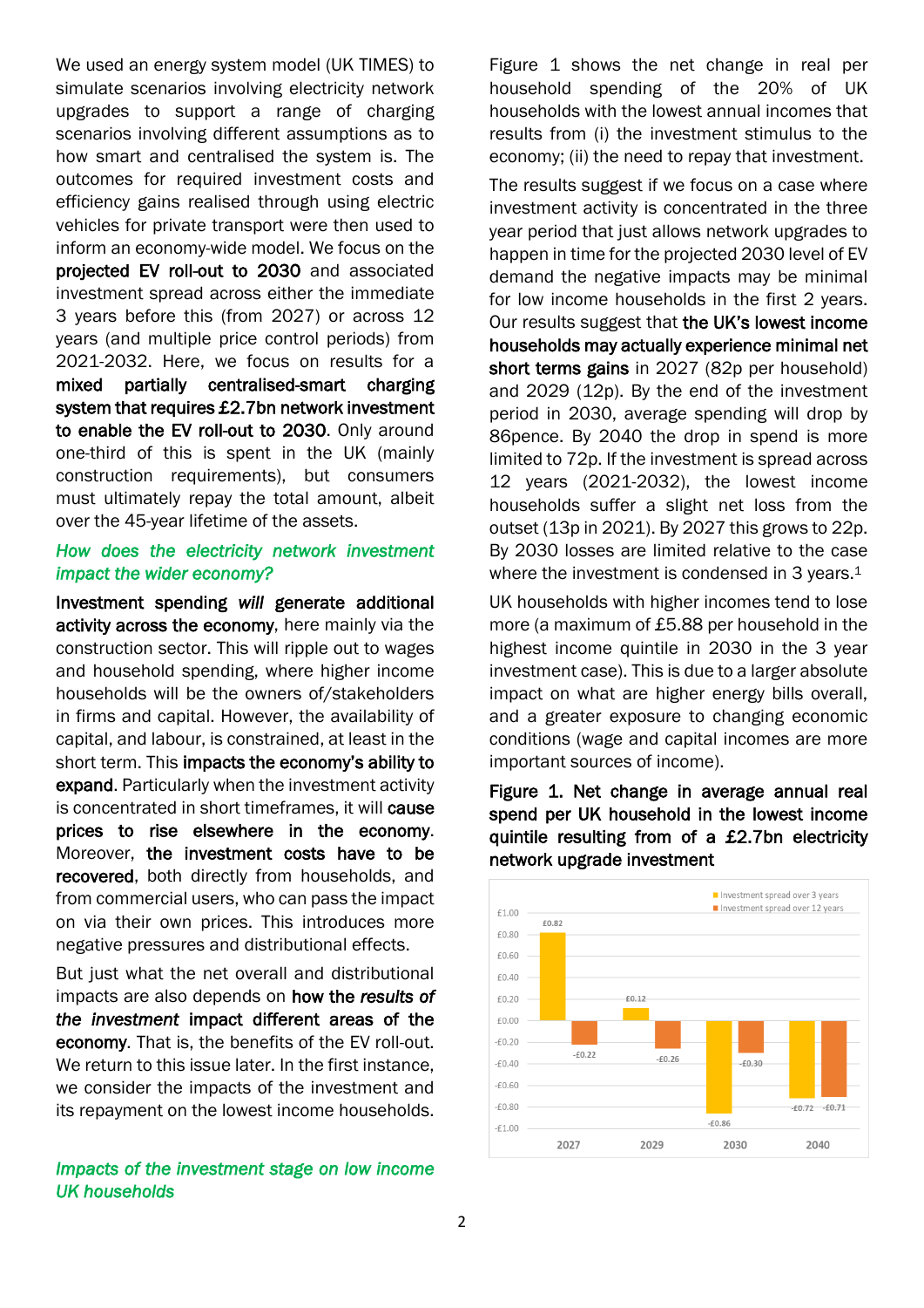We used an energy system model (UK TIMES) to simulate scenarios involving electricity network upgrades to support a range of charging scenarios involving different assumptions as to how smart and centralised the system is. The outcomes for required investment costs and efficiency gains realised through using electric vehicles for private transport were then used to inform an economy-wide model. We focus on the **projected EV roll-out to 2030** and associated investment spread across either the immediate 3 years before this (from 2027) or across 12 years (and multiple price control periods) from 2021-2032. Here, we focus on results for a **mixed partially centralised-smart charging system that requires £2.7bn network investment to enable the EV roll-out to 2030**. Only around one-third of this is spent in the UK (mainly construction requirements), but consumers must ultimately repay the total amount, albeit over the 45-year lifetime of the assets.

### *How does the electricity network investment impact the wider economy?*

**Investment spending *will* generate additional activity across the economy**, here mainly via the construction sector. This will ripple out to wages and household spending, where higher income households will be the owners of/stakeholders in firms and capital. However, the availability of capital, and labour, is constrained, at least in the short term. This **impacts the economy's ability to expand**. Particularly when the investment activity is concentrated in short timeframes, it will **cause prices to rise elsewhere in the economy**. Moreover, **the investment costs have to be recovered**, both directly from households, and from commercial users, who can pass the impact on via their own prices. This introduces more negative pressures and distributional effects.

But just what the net overall and distributional impacts are also depends on **how the *results of the investment* impact different areas of the economy**. That is, the benefits of the EV roll-out. We return to this issue later. In the first instance, we consider the impacts of the investment and its repayment on the lowest income households.

### *Impacts of the investment stage on low income UK households*

Figure 1 shows the net change in real per household spending of the 20% of UK households with the lowest annual incomes that results from (i) the investment stimulus to the economy; (ii) the need to repay that investment.

The results suggest if we focus on a case where investment activity is concentrated in the three year period that just allows network upgrades to happen in time for the projected 2030 level of EV demand the negative impacts may be minimal for low income households in the first 2 years. Our results suggest that **the UK's lowest income households may actually experience minimal net short terms gains** in 2027 (82p per household) and 2029 (12p). By the end of the investment period in 2030, average spending will drop by 86pence. By 2040 the drop in spend is more limited to 72p. If the investment is spread across 12 years (2021-2032), the lowest income households suffer a slight net loss from the outset (13p in 2021). By 2027 this grows to 22p. By 2030 losses are limited relative to the case where the investment is condensed in 3 years.[1]

UK households with higher incomes tend to lose more (a maximum of £5.88 per household in the highest income quintile in 2030 in the 3 year investment case). This is due to a larger absolute impact on what are higher energy bills overall, and a greater exposure to changing economic conditions (wage and capital incomes are more important sources of income).

**Figure 1. Net change in average annual real spend per UK household in the lowest income quintile resulting from of a £2.7bn electricity network upgrade investment**

| Year | Investment spread over 3 years | Investment spread over 12 years |
|---|---|---|
| 2027 | £0.82 | -£0.22 |
| 2029 | £0.12 | -£0.26 |
| 2030 | -£0.86 | -£0.30 |
| 2040 | -£0.72 | -£0.71 |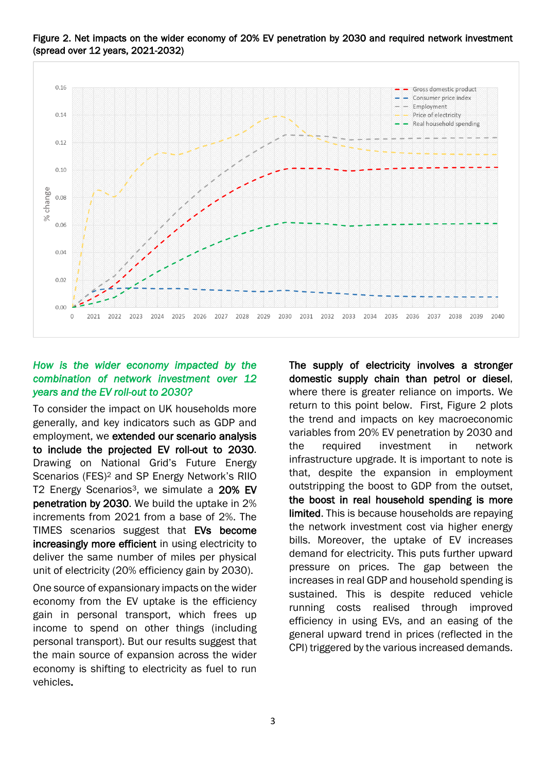Figure 2. Net impacts on the wider economy of 20% EV penetration by 2030 and required network investment (spread over 12 years, 2021-2032)

*How is the wider economy impacted by the combination of network investment over 12 years and the EV roll-out to 2030?*

To consider the impact on UK households more generally, and key indicators such as GDP and employment, we **extended our scenario analysis to include the projected EV roll-out to 2030**. Drawing on National Grid's Future Energy Scenarios (FES)[2] and SP Energy Network's RIIO T2 Energy Scenarios[3], we simulate a **20% EV penetration by 2030**. We build the uptake in 2% increments from 2021 from a base of 2%. The TIMES scenarios suggest that **EVs become increasingly more efficient** in using electricity to deliver the same number of miles per physical unit of electricity (20% efficiency gain by 2030).

One source of expansionary impacts on the wider economy from the EV uptake is the efficiency gain in personal transport, which frees up income to spend on other things (including personal transport). But our results suggest that the main source of expansion across the wider economy is shifting to electricity as fuel to run vehicles**.**

**The supply of electricity involves a stronger domestic supply chain than petrol or diesel**, where there is greater reliance on imports. We return to this point below. First, Figure 2 plots the trend and impacts on key macroeconomic variables from 20% EV penetration by 2030 and the required investment in network infrastructure upgrade. It is important to note is that, despite the expansion in employment outstripping the boost to GDP from the outset, **the boost in real household spending is more limited**. This is because households are repaying the network investment cost via higher energy bills. Moreover, the uptake of EV increases demand for electricity. This puts further upward pressure on prices. The gap between the increases in real GDP and household spending is sustained. This is despite reduced vehicle running costs realised through improved efficiency in using EVs, and an easing of the general upward trend in prices (reflected in the CPI) triggered by the various increased demands.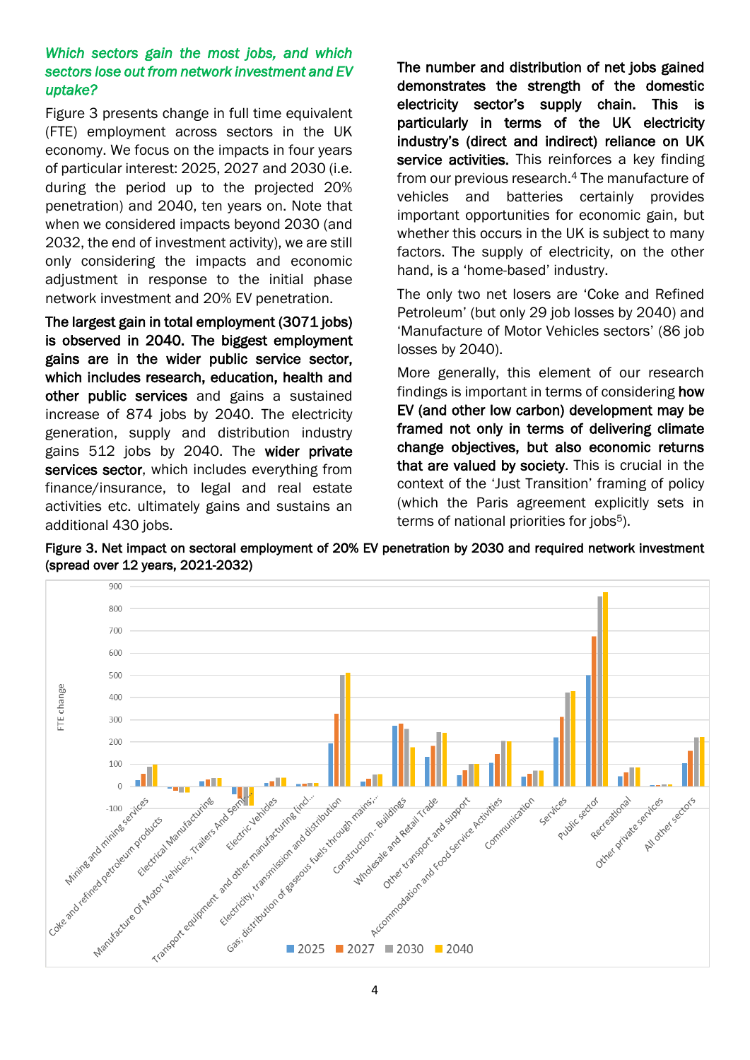*Which sectors gain the most jobs, and which sectors lose out from network investment and EV uptake?*

Figure 3 presents change in full time equivalent (FTE) employment across sectors in the UK economy. We focus on the impacts in four years of particular interest: 2025, 2027 and 2030 (i.e. during the period up to the projected 20% penetration) and 2040, ten years on. Note that when we considered impacts beyond 2030 (and 2032, the end of investment activity), we are still only considering the impacts and economic adjustment in response to the initial phase network investment and 20% EV penetration.

**The largest gain in total employment (3071 jobs) is observed in 2040. The biggest employment gains are in the wider public service sector, which includes research, education, health and other public services** and gains a sustained increase of 874 jobs by 2040. The electricity generation, supply and distribution industry gains 512 jobs by 2040. The **wider private services sector**, which includes everything from finance/insurance, to legal and real estate activities etc. ultimately gains and sustains an additional 430 jobs.

**The number and distribution of net jobs gained demonstrates the strength of the domestic electricity sector's supply chain. This is particularly in terms of the UK electricity industry's (direct and indirect) reliance on UK service activities.** This reinforces a key finding from our previous research.[4] The manufacture of vehicles and batteries certainly provides important opportunities for economic gain, but whether this occurs in the UK is subject to many factors. The supply of electricity, on the other hand, is a 'home-based' industry.

The only two net losers are 'Coke and Refined Petroleum' (but only 29 job losses by 2040) and 'Manufacture of Motor Vehicles sectors' (86 job losses by 2040).

More generally, this element of our research findings is important in terms of considering **how EV (and other low carbon) development may be framed not only in terms of delivering climate change objectives, but also economic returns that are valued by society**. This is crucial in the context of the 'Just Transition' framing of policy (which the Paris agreement explicitly sets in terms of national priorities for jobs[5]).

**Figure 3. Net impact on sectoral employment of 20% EV penetration by 2030 and required network investment (spread over 12 years, 2021-2032)**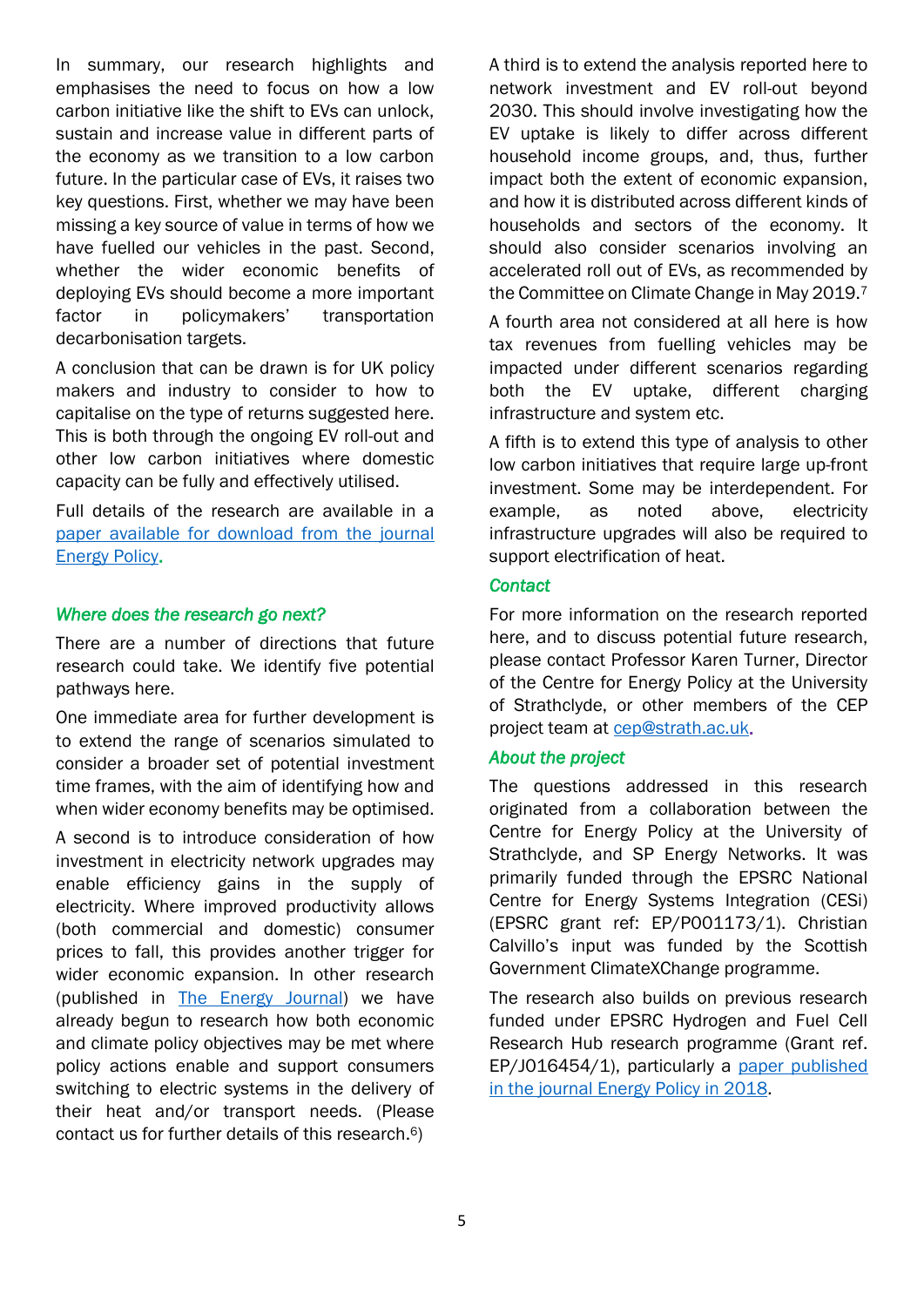In summary, our research highlights and emphasises the need to focus on how a low carbon initiative like the shift to EVs can unlock, sustain and increase value in different parts of the economy as we transition to a low carbon future. In the particular case of EVs, it raises two key questions. First, whether we may have been missing a key source of value in terms of how we have fuelled our vehicles in the past. Second, whether the wider economic benefits of deploying EVs should become a more important factor in policymakers' transportation decarbonisation targets.

A conclusion that can be drawn is for UK policy makers and industry to consider to how to capitalise on the type of returns suggested here. This is both through the ongoing EV roll-out and other low carbon initiatives where domestic capacity can be fully and effectively utilised.

Full details of the research are available in a [paper available for download from the journal Energy Policy](#).

### *Where does the research go next?*

There are a number of directions that future research could take. We identify five potential pathways here.

One immediate area for further development is to extend the range of scenarios simulated to consider a broader set of potential investment time frames, with the aim of identifying how and when wider economy benefits may be optimised.

A second is to introduce consideration of how investment in electricity network upgrades may enable efficiency gains in the supply of electricity. Where improved productivity allows (both commercial and domestic) consumer prices to fall, this provides another trigger for wider economic expansion. In other research (published in [The Energy Journal](#)) we have already begun to research how both economic and climate policy objectives may be met where policy actions enable and support consumers switching to electric systems in the delivery of their heat and/or transport needs. (Please contact us for further details of this research.[6])

A third is to extend the analysis reported here to network investment and EV roll-out beyond 2030. This should involve investigating how the EV uptake is likely to differ across different household income groups, and, thus, further impact both the extent of economic expansion, and how it is distributed across different kinds of households and sectors of the economy. It should also consider scenarios involving an accelerated roll out of EVs, as recommended by the Committee on Climate Change in May 2019.[7]

A fourth area not considered at all here is how tax revenues from fuelling vehicles may be impacted under different scenarios regarding both the EV uptake, different charging infrastructure and system etc.

A fifth is to extend this type of analysis to other low carbon initiatives that require large up-front investment. Some may be interdependent. For example, as noted above, electricity infrastructure upgrades will also be required to support electrification of heat.

### *Contact*

For more information on the research reported here, and to discuss potential future research, please contact Professor Karen Turner, Director of the Centre for Energy Policy at the University of Strathclyde, or other members of the CEP project team at [cep@strath.ac.uk](mailto:cep@strath.ac.uk).

### *About the project*

The questions addressed in this research originated from a collaboration between the Centre for Energy Policy at the University of Strathclyde, and SP Energy Networks. It was primarily funded through the EPSRC National Centre for Energy Systems Integration (CESi) (EPSRC grant ref: EP/P001173/1). Christian Calvillo's input was funded by the Scottish Government ClimateXChange programme.

The research also builds on previous research funded under EPSRC Hydrogen and Fuel Cell Research Hub research programme (Grant ref. EP/J016454/1), particularly a [paper published in the journal Energy Policy in 2018](#).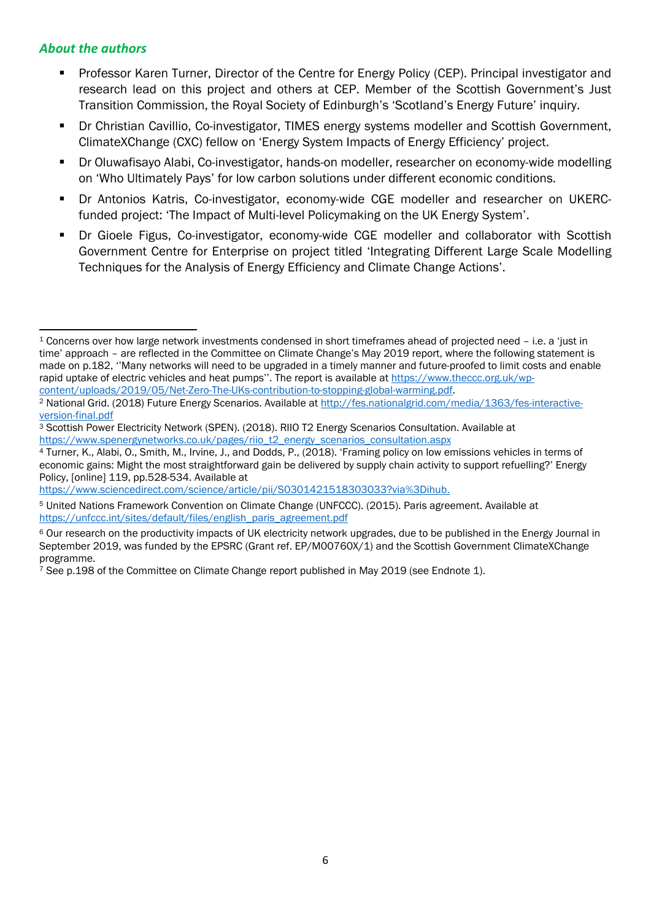### *About the authors*

- Professor Karen Turner, Director of the Centre for Energy Policy (CEP). Principal investigator and research lead on this project and others at CEP. Member of the Scottish Government's Just Transition Commission, the Royal Society of Edinburgh's 'Scotland's Energy Future' inquiry.
- Dr Christian Cavillio, Co-investigator, TIMES energy systems modeller and Scottish Government, ClimateXChange (CXC) fellow on 'Energy System Impacts of Energy Efficiency' project.
- Dr Oluwafisayo Alabi, Co-investigator, hands-on modeller, researcher on economy-wide modelling on 'Who Ultimately Pays' for low carbon solutions under different economic conditions.
- Dr Antonios Katris, Co-investigator, economy-wide CGE modeller and researcher on UKERC-funded project: 'The Impact of Multi-level Policymaking on the UK Energy System'.
- Dr Gioele Figus, Co-investigator, economy-wide CGE modeller and collaborator with Scottish Government Centre for Enterprise on project titled 'Integrating Different Large Scale Modelling Techniques for the Analysis of Energy Efficiency and Climate Change Actions'.

---

[1] Concerns over how large network investments condensed in short timeframes ahead of projected need – i.e. a 'just in time' approach – are reflected in the Committee on Climate Change's May 2019 report, where the following statement is made on p.182, ''Many networks will need to be upgraded in a timely manner and future-proofed to limit costs and enable rapid uptake of electric vehicles and heat pumps''. The report is available at https://www.theccc.org.uk/wp-content/uploads/2019/05/Net-Zero-The-UKs-contribution-to-stopping-global-warming.pdf.

[2] National Grid. (2018) Future Energy Scenarios. Available at http://fes.nationalgrid.com/media/1363/fes-interactive-version-final.pdf

[3] Scottish Power Electricity Network (SPEN). (2018). RIIO T2 Energy Scenarios Consultation. Available at https://www.spenergynetworks.co.uk/pages/riio_t2_energy_scenarios_consultation.aspx

[4] Turner, K., Alabi, O., Smith, M., Irvine, J., and Dodds, P., (2018). 'Framing policy on low emissions vehicles in terms of economic gains: Might the most straightforward gain be delivered by supply chain activity to support refuelling?' Energy Policy, [online] 119, pp.528-534. Available at https://www.sciencedirect.com/science/article/pii/S0301421518303033?via%3Dihub.

[5] United Nations Framework Convention on Climate Change (UNFCCC). (2015). Paris agreement. Available at https://unfccc.int/sites/default/files/english_paris_agreement.pdf

[6] Our research on the productivity impacts of UK electricity network upgrades, due to be published in the Energy Journal in September 2019, was funded by the EPSRC (Grant ref. EP/M00760X/1) and the Scottish Government ClimateXChange programme.

[7] See p.198 of the Committee on Climate Change report published in May 2019 (see Endnote 1).